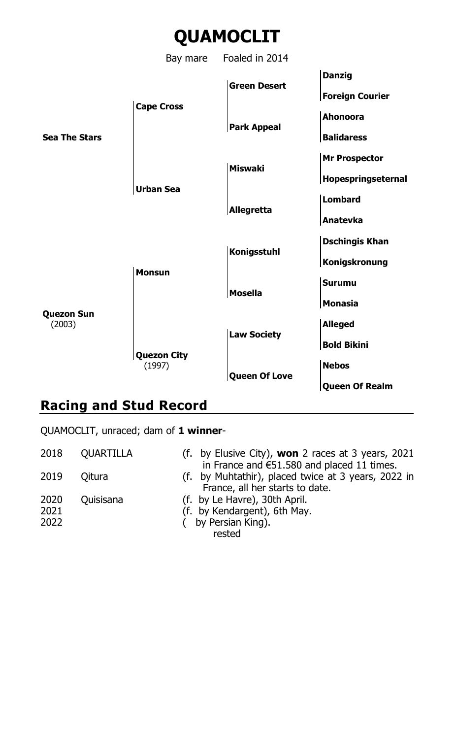# QUAMOCLIT

Bay mare Foaled in 2014

| | | | |
|---|---|---|---|
| **Sea The Stars** | **Cape Cross** | **Green Desert** | **Danzig** |
| | | | **Foreign Courier** |
| | | **Park Appeal** | **Ahonoora** |
| | | | **Balidaress** |
| | **Urban Sea** | **Miswaki** | **Mr Prospector** |
| | | | **Hopespringseternal** |
| | | **Allegretta** | **Lombard** |
| | | | **Anatevka** |
| **Quezon Sun** (2003) | **Monsun** | **Konigsstuhl** | **Dschingis Khan** |
| | | | **Konigskronung** |
| | | **Mosella** | **Surumu** |
| | | | **Monasia** |
| | **Quezon City** (1997) | **Law Society** | **Alleged** |
| | | | **Bold Bikini** |
| | | **Queen Of Love** | **Nebos** |
| | | | **Queen Of Realm** |

## Racing and Stud Record

QUAMOCLIT, unraced; dam of **1 winner**-

| | | |
|---|---|---|
| 2018 | QUARTILLA | (f. by Elusive City), **won** 2 races at 3 years, 2021 in France and €51.580 and placed 11 times. |
| 2019 | Qitura | (f. by Muhtathir), placed twice at 3 years, 2022 in France, all her starts to date. |
| 2020 | Quisisana | (f. by Le Havre), 30th April. |
| 2021 | | (f. by Kendargent), 6th May. |
| 2022 | | ( by Persian King). |
| | | rested |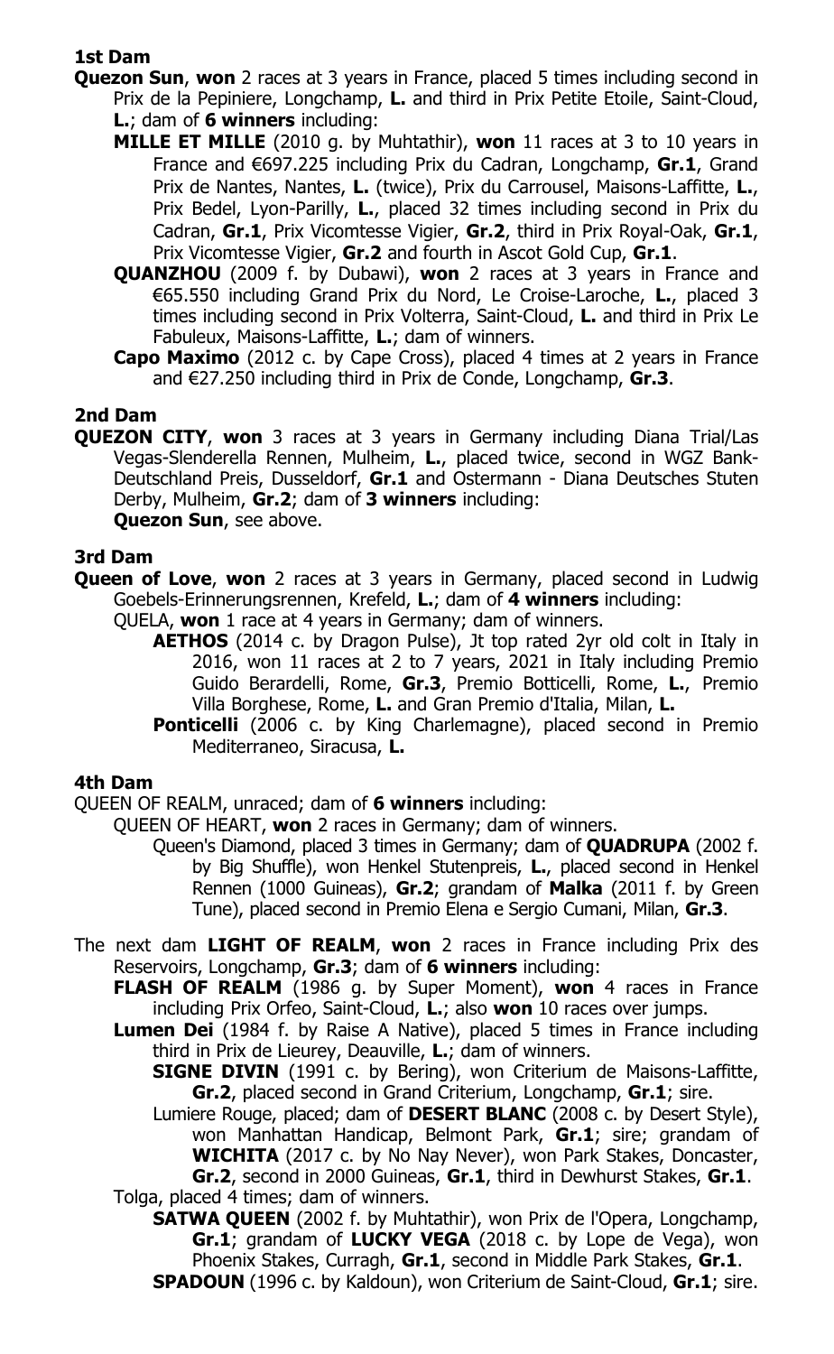## 1st Dam

**Quezon Sun**, **won** 2 races at 3 years in France, placed 5 times including second in Prix de la Pepiniere, Longchamp, **L.** and third in Prix Petite Etoile, Saint-Cloud, **L.**; dam of **6 winners** including:

**MILLE ET MILLE** (2010 g. by Muhtathir), **won** 11 races at 3 to 10 years in France and €697.225 including Prix du Cadran, Longchamp, **Gr.1**, Grand Prix de Nantes, Nantes, **L.** (twice), Prix du Carrousel, Maisons-Laffitte, **L.**, Prix Bedel, Lyon-Parilly, **L.**, placed 32 times including second in Prix du Cadran, **Gr.1**, Prix Vicomtesse Vigier, **Gr.2**, third in Prix Royal-Oak, **Gr.1**, Prix Vicomtesse Vigier, **Gr.2** and fourth in Ascot Gold Cup, **Gr.1**.

**QUANZHOU** (2009 f. by Dubawi), **won** 2 races at 3 years in France and €65.550 including Grand Prix du Nord, Le Croise-Laroche, **L.**, placed 3 times including second in Prix Volterra, Saint-Cloud, **L.** and third in Prix Le Fabuleux, Maisons-Laffitte, **L.**; dam of winners.

**Capo Maximo** (2012 c. by Cape Cross), placed 4 times at 2 years in France and €27.250 including third in Prix de Conde, Longchamp, **Gr.3**.

## 2nd Dam

**QUEZON CITY**, **won** 3 races at 3 years in Germany including Diana Trial/Las Vegas-Slenderella Rennen, Mulheim, **L.**, placed twice, second in WGZ Bank-Deutschland Preis, Dusseldorf, **Gr.1** and Ostermann - Diana Deutsches Stuten Derby, Mulheim, **Gr.2**; dam of **3 winners** including:

**Quezon Sun**, see above.

## 3rd Dam

**Queen of Love**, **won** 2 races at 3 years in Germany, placed second in Ludwig Goebels-Erinnerungsrennen, Krefeld, **L.**; dam of **4 winners** including:

QUELA, **won** 1 race at 4 years in Germany; dam of winners.

**AETHOS** (2014 c. by Dragon Pulse), Jt top rated 2yr old colt in Italy in 2016, won 11 races at 2 to 7 years, 2021 in Italy including Premio Guido Berardelli, Rome, **Gr.3**, Premio Botticelli, Rome, **L.**, Premio Villa Borghese, Rome, **L.** and Gran Premio d'Italia, Milan, **L.**

**Ponticelli** (2006 c. by King Charlemagne), placed second in Premio Mediterraneo, Siracusa, **L.**

## 4th Dam

QUEEN OF REALM, unraced; dam of **6 winners** including:

QUEEN OF HEART, **won** 2 races in Germany; dam of winners.

Queen's Diamond, placed 3 times in Germany; dam of **QUADRUPA** (2002 f. by Big Shuffle), won Henkel Stutenpreis, **L.**, placed second in Henkel Rennen (1000 Guineas), **Gr.2**; grandam of **Malka** (2011 f. by Green Tune), placed second in Premio Elena e Sergio Cumani, Milan, **Gr.3**.

The next dam **LIGHT OF REALM**, **won** 2 races in France including Prix des Reservoirs, Longchamp, **Gr.3**; dam of **6 winners** including:

**FLASH OF REALM** (1986 g. by Super Moment), **won** 4 races in France including Prix Orfeo, Saint-Cloud, **L.**; also **won** 10 races over jumps.

**Lumen Dei** (1984 f. by Raise A Native), placed 5 times in France including third in Prix de Lieurey, Deauville, **L.**; dam of winners.

**SIGNE DIVIN** (1991 c. by Bering), won Criterium de Maisons-Laffitte, **Gr.2**, placed second in Grand Criterium, Longchamp, **Gr.1**; sire.

Lumiere Rouge, placed; dam of **DESERT BLANC** (2008 c. by Desert Style), won Manhattan Handicap, Belmont Park, **Gr.1**; sire; grandam of **WICHITA** (2017 c. by No Nay Never), won Park Stakes, Doncaster, **Gr.2**, second in 2000 Guineas, **Gr.1**, third in Dewhurst Stakes, **Gr.1**.

Tolga, placed 4 times; dam of winners.

**SATWA QUEEN** (2002 f. by Muhtathir), won Prix de l'Opera, Longchamp, **Gr.1**; grandam of **LUCKY VEGA** (2018 c. by Lope de Vega), won Phoenix Stakes, Curragh, **Gr.1**, second in Middle Park Stakes, **Gr.1**.

**SPADOUN** (1996 c. by Kaldoun), won Criterium de Saint-Cloud, **Gr.1**; sire.